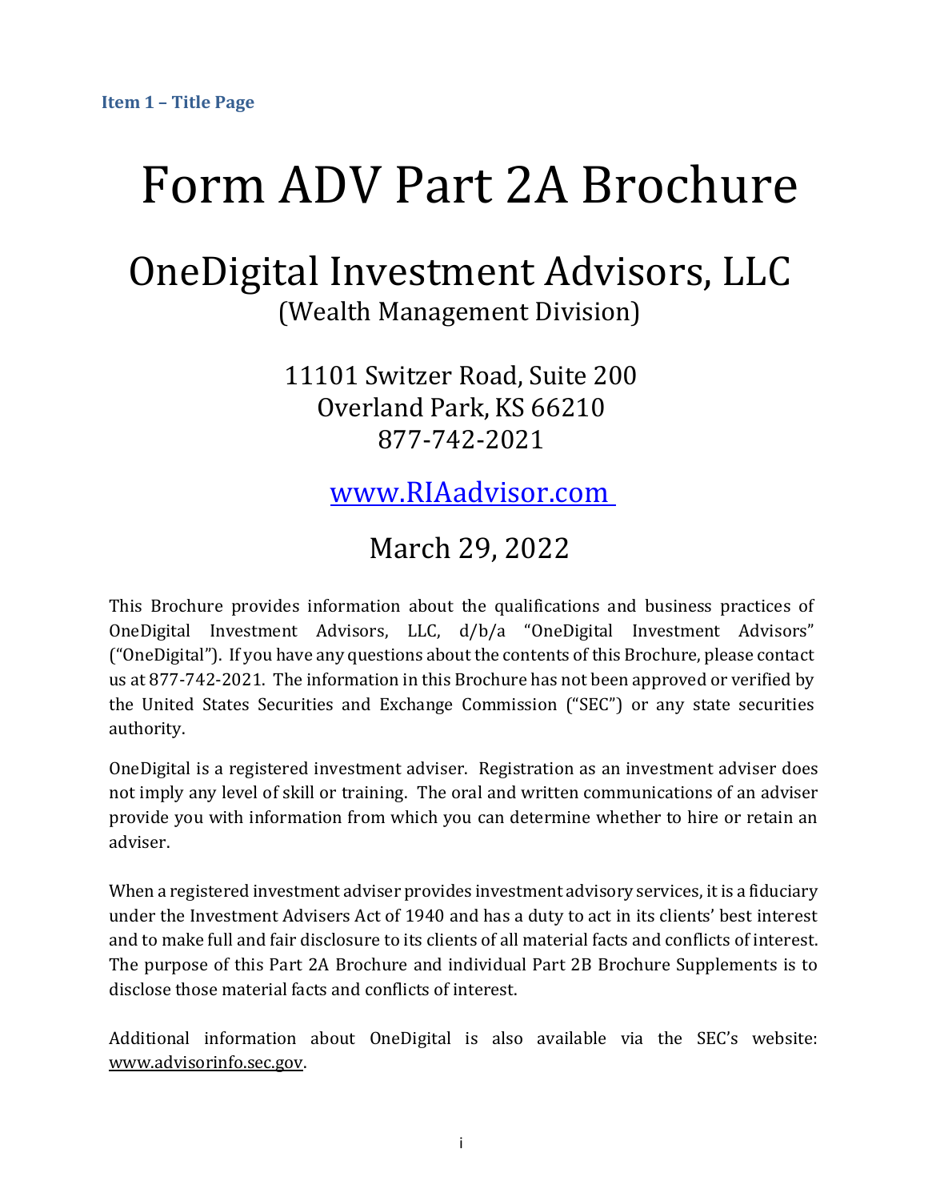**Item 1 – Title Page**

# Form ADV Part 2A Brochure

## OneDigital Investment Advisors, LLC
(Wealth Management Division)

11101 Switzer Road, Suite 200
Overland Park, KS 66210
877-742-2021

www.RIAadvisor.com

March 29, 2022

This Brochure provides information about the qualifications and business practices of OneDigital Investment Advisors, LLC, d/b/a "OneDigital Investment Advisors" ("OneDigital"). If you have any questions about the contents of this Brochure, please contact us at 877-742-2021. The information in this Brochure has not been approved or verified by the United States Securities and Exchange Commission ("SEC") or any state securities authority.

OneDigital is a registered investment adviser. Registration as an investment adviser does not imply any level of skill or training. The oral and written communications of an adviser provide you with information from which you can determine whether to hire or retain an adviser.

When a registered investment adviser provides investment advisory services, it is a fiduciary under the Investment Advisers Act of 1940 and has a duty to act in its clients' best interest and to make full and fair disclosure to its clients of all material facts and conflicts of interest. The purpose of this Part 2A Brochure and individual Part 2B Brochure Supplements is to disclose those material facts and conflicts of interest.

Additional information about OneDigital is also available via the SEC's website: www.advisorinfo.sec.gov.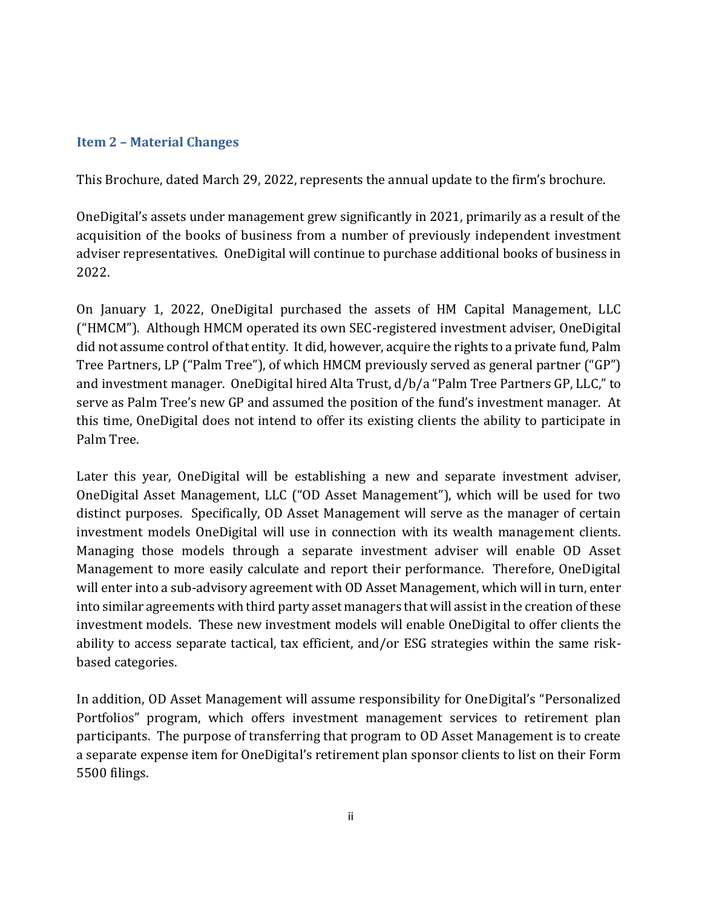## Item 2 – Material Changes

This Brochure, dated March 29, 2022, represents the annual update to the firm's brochure.

OneDigital's assets under management grew significantly in 2021, primarily as a result of the acquisition of the books of business from a number of previously independent investment adviser representatives. OneDigital will continue to purchase additional books of business in 2022.

On January 1, 2022, OneDigital purchased the assets of HM Capital Management, LLC ("HMCM"). Although HMCM operated its own SEC-registered investment adviser, OneDigital did not assume control of that entity. It did, however, acquire the rights to a private fund, Palm Tree Partners, LP ("Palm Tree"), of which HMCM previously served as general partner ("GP") and investment manager. OneDigital hired Alta Trust, d/b/a "Palm Tree Partners GP, LLC," to serve as Palm Tree's new GP and assumed the position of the fund's investment manager. At this time, OneDigital does not intend to offer its existing clients the ability to participate in Palm Tree.

Later this year, OneDigital will be establishing a new and separate investment adviser, OneDigital Asset Management, LLC ("OD Asset Management"), which will be used for two distinct purposes. Specifically, OD Asset Management will serve as the manager of certain investment models OneDigital will use in connection with its wealth management clients. Managing those models through a separate investment adviser will enable OD Asset Management to more easily calculate and report their performance. Therefore, OneDigital will enter into a sub-advisory agreement with OD Asset Management, which will in turn, enter into similar agreements with third party asset managers that will assist in the creation of these investment models. These new investment models will enable OneDigital to offer clients the ability to access separate tactical, tax efficient, and/or ESG strategies within the same risk-based categories.

In addition, OD Asset Management will assume responsibility for OneDigital's "Personalized Portfolios" program, which offers investment management services to retirement plan participants. The purpose of transferring that program to OD Asset Management is to create a separate expense item for OneDigital's retirement plan sponsor clients to list on their Form 5500 filings.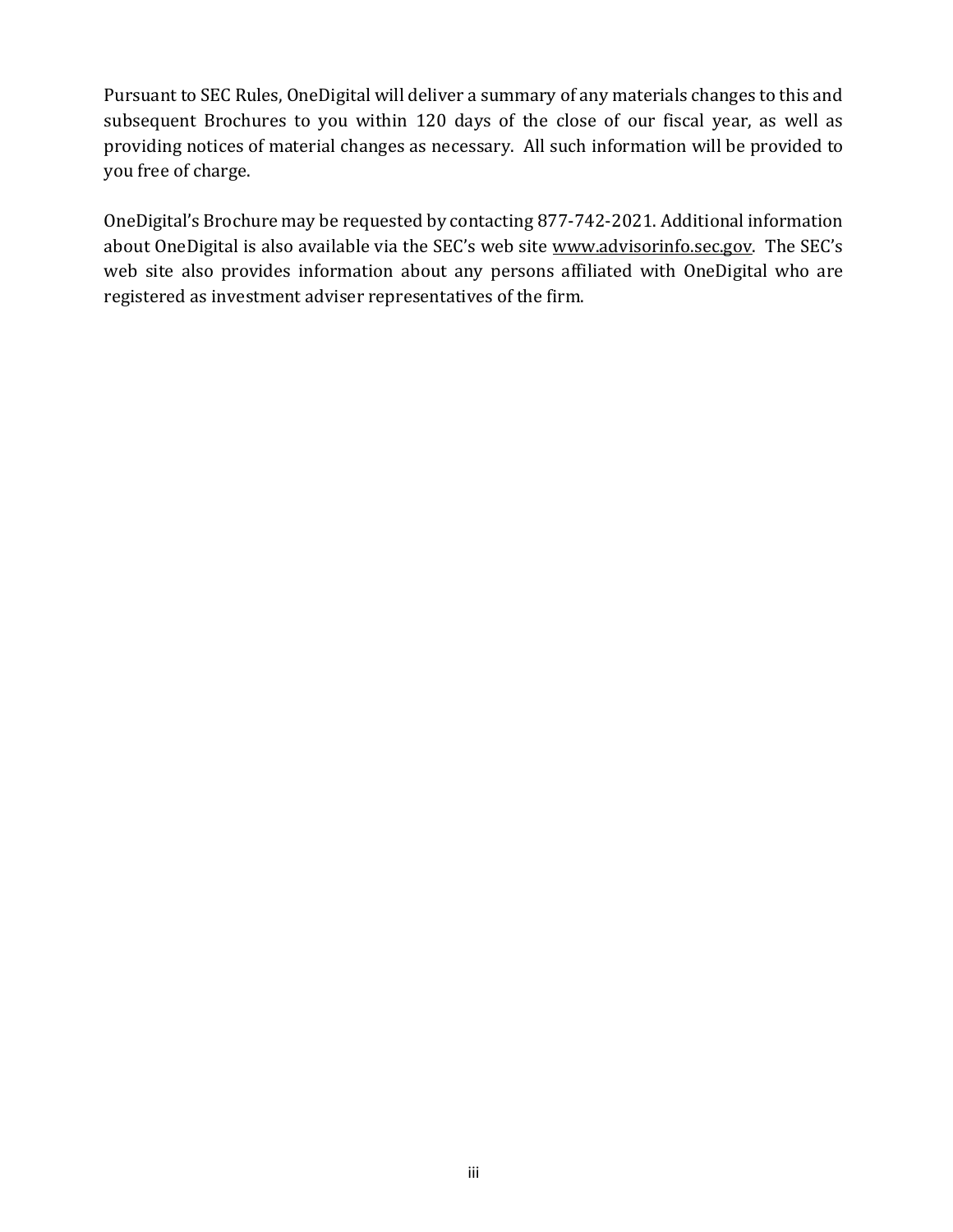Pursuant to SEC Rules, OneDigital will deliver a summary of any materials changes to this and subsequent Brochures to you within 120 days of the close of our fiscal year, as well as providing notices of material changes as necessary. All such information will be provided to you free of charge.

OneDigital's Brochure may be requested by contacting 877-742-2021. Additional information about OneDigital is also available via the SEC's web site www.advisorinfo.sec.gov. The SEC's web site also provides information about any persons affiliated with OneDigital who are registered as investment adviser representatives of the firm.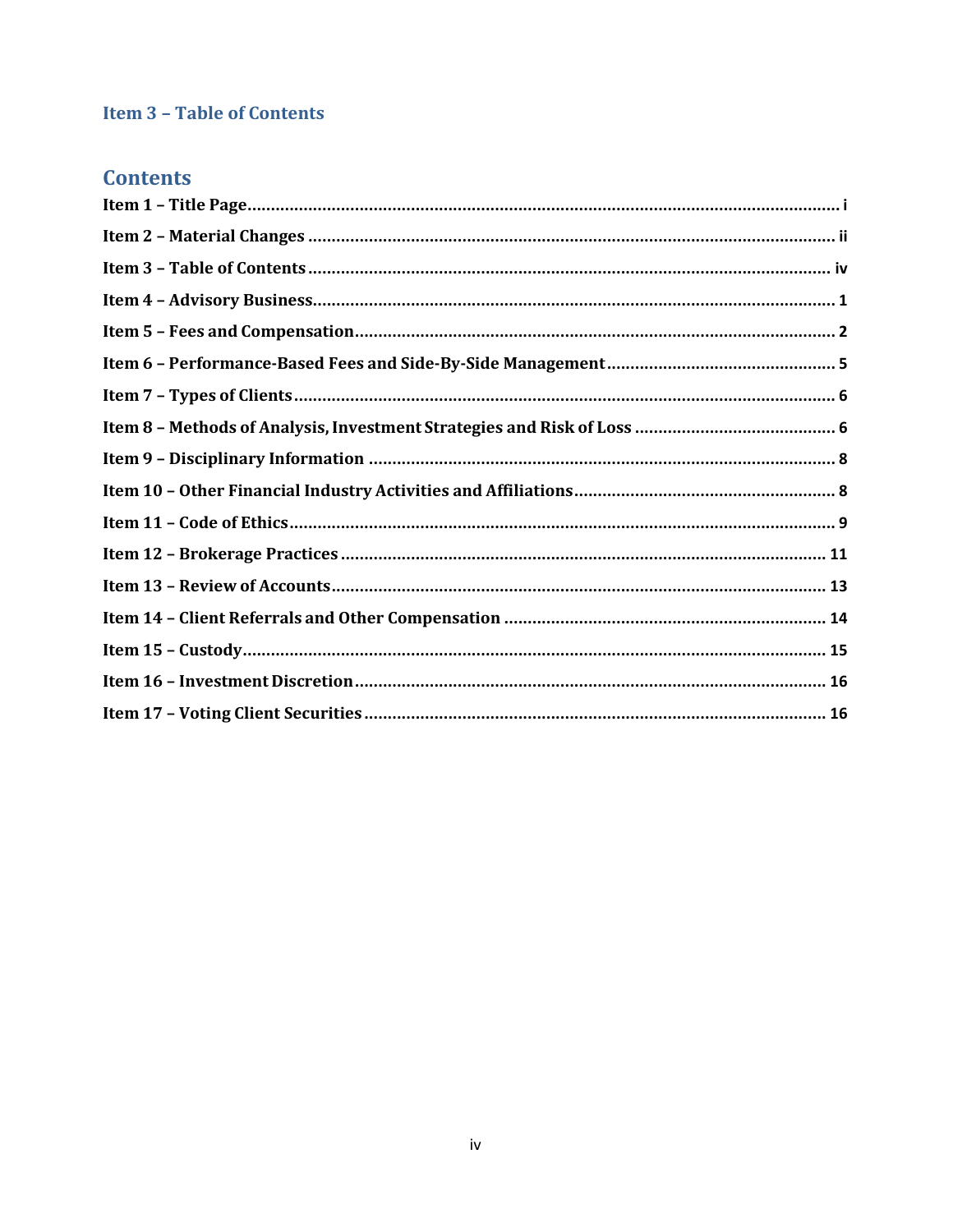## Item 3 – Table of Contents

## Contents

**Item 1 – Title Page** ........................................ i

**Item 2 – Material Changes** ........................................ ii

**Item 3 – Table of Contents** ........................................ iv

**Item 4 – Advisory Business** ........................................ 1

**Item 5 – Fees and Compensation** ........................................ 2

**Item 6 – Performance-Based Fees and Side-By-Side Management** ........................................ 5

**Item 7 – Types of Clients** ........................................ 6

**Item 8 – Methods of Analysis, Investment Strategies and Risk of Loss** ........................................ 6

**Item 9 – Disciplinary Information** ........................................ 8

**Item 10 – Other Financial Industry Activities and Affiliations** ........................................ 8

**Item 11 – Code of Ethics** ........................................ 9

**Item 12 – Brokerage Practices** ........................................ 11

**Item 13 – Review of Accounts** ........................................ 13

**Item 14 – Client Referrals and Other Compensation** ........................................ 14

**Item 15 – Custody** ........................................ 15

**Item 16 – Investment Discretion** ........................................ 16

**Item 17 – Voting Client Securities** ........................................ 16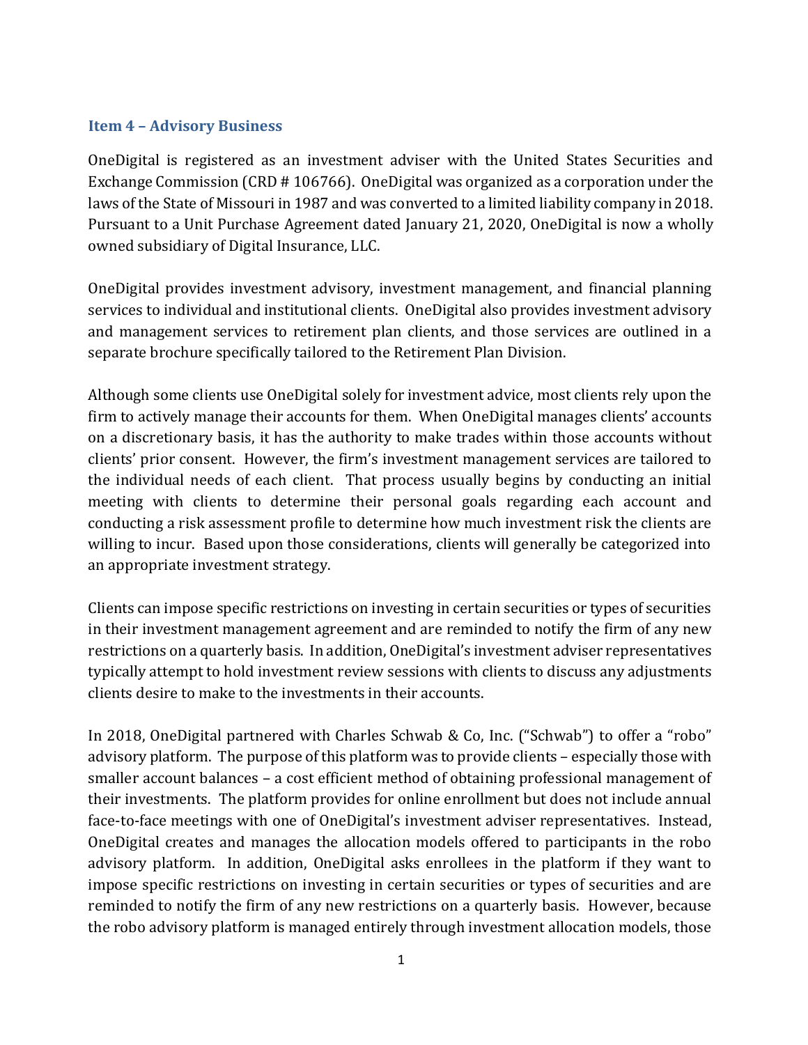## Item 4 – Advisory Business

OneDigital is registered as an investment adviser with the United States Securities and Exchange Commission (CRD # 106766). OneDigital was organized as a corporation under the laws of the State of Missouri in 1987 and was converted to a limited liability company in 2018. Pursuant to a Unit Purchase Agreement dated January 21, 2020, OneDigital is now a wholly owned subsidiary of Digital Insurance, LLC.

OneDigital provides investment advisory, investment management, and financial planning services to individual and institutional clients. OneDigital also provides investment advisory and management services to retirement plan clients, and those services are outlined in a separate brochure specifically tailored to the Retirement Plan Division.

Although some clients use OneDigital solely for investment advice, most clients rely upon the firm to actively manage their accounts for them. When OneDigital manages clients' accounts on a discretionary basis, it has the authority to make trades within those accounts without clients' prior consent. However, the firm's investment management services are tailored to the individual needs of each client. That process usually begins by conducting an initial meeting with clients to determine their personal goals regarding each account and conducting a risk assessment profile to determine how much investment risk the clients are willing to incur. Based upon those considerations, clients will generally be categorized into an appropriate investment strategy.

Clients can impose specific restrictions on investing in certain securities or types of securities in their investment management agreement and are reminded to notify the firm of any new restrictions on a quarterly basis. In addition, OneDigital's investment adviser representatives typically attempt to hold investment review sessions with clients to discuss any adjustments clients desire to make to the investments in their accounts.

In 2018, OneDigital partnered with Charles Schwab & Co, Inc. ("Schwab") to offer a "robo" advisory platform. The purpose of this platform was to provide clients – especially those with smaller account balances – a cost efficient method of obtaining professional management of their investments. The platform provides for online enrollment but does not include annual face-to-face meetings with one of OneDigital's investment adviser representatives. Instead, OneDigital creates and manages the allocation models offered to participants in the robo advisory platform. In addition, OneDigital asks enrollees in the platform if they want to impose specific restrictions on investing in certain securities or types of securities and are reminded to notify the firm of any new restrictions on a quarterly basis. However, because the robo advisory platform is managed entirely through investment allocation models, those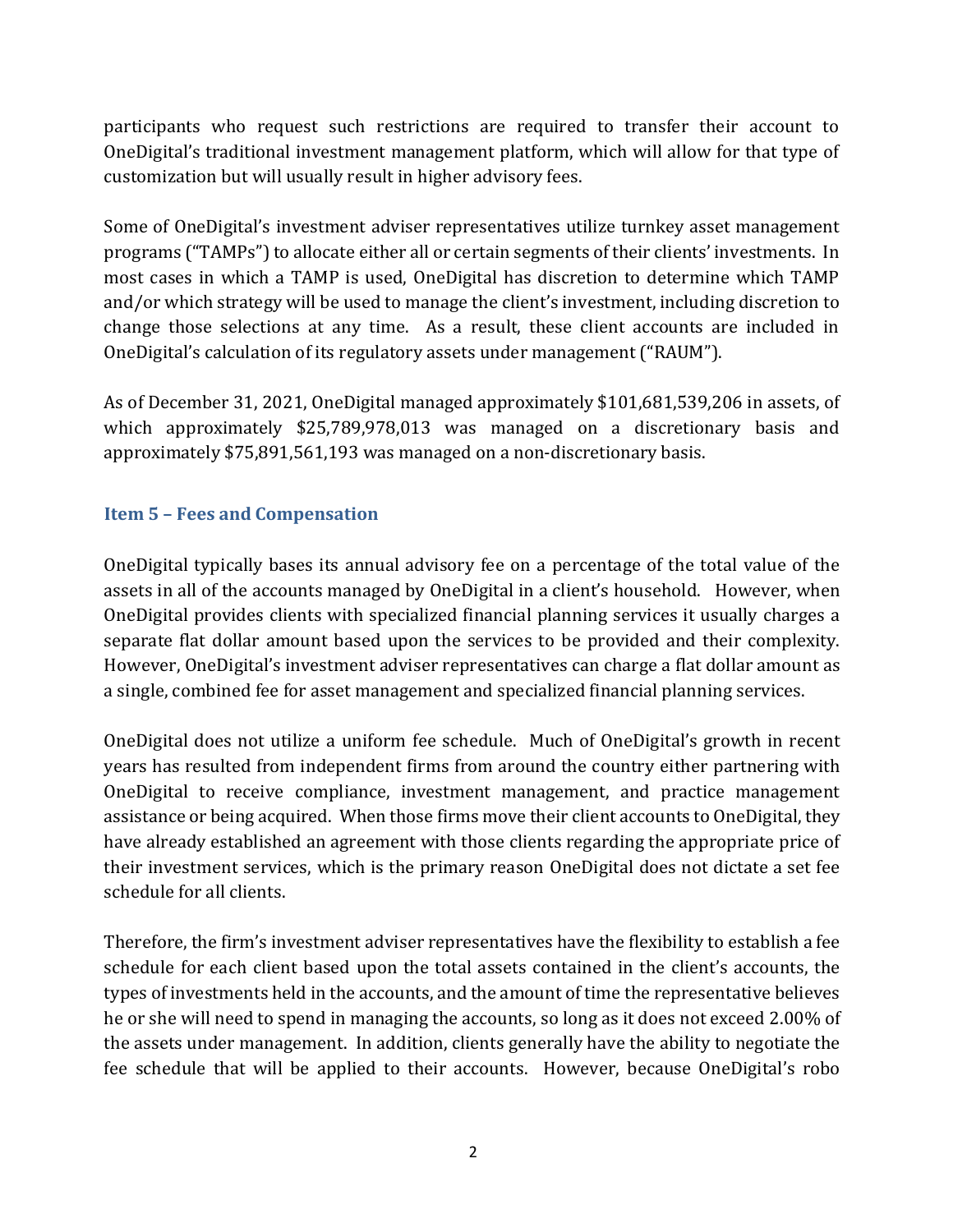participants who request such restrictions are required to transfer their account to OneDigital's traditional investment management platform, which will allow for that type of customization but will usually result in higher advisory fees.

Some of OneDigital's investment adviser representatives utilize turnkey asset management programs ("TAMPs") to allocate either all or certain segments of their clients' investments. In most cases in which a TAMP is used, OneDigital has discretion to determine which TAMP and/or which strategy will be used to manage the client's investment, including discretion to change those selections at any time. As a result, these client accounts are included in OneDigital's calculation of its regulatory assets under management ("RAUM").

As of December 31, 2021, OneDigital managed approximately $101,681,539,206 in assets, of which approximately $25,789,978,013 was managed on a discretionary basis and approximately $75,891,561,193 was managed on a non-discretionary basis.

## Item 5 – Fees and Compensation

OneDigital typically bases its annual advisory fee on a percentage of the total value of the assets in all of the accounts managed by OneDigital in a client's household. However, when OneDigital provides clients with specialized financial planning services it usually charges a separate flat dollar amount based upon the services to be provided and their complexity. However, OneDigital's investment adviser representatives can charge a flat dollar amount as a single, combined fee for asset management and specialized financial planning services.

OneDigital does not utilize a uniform fee schedule. Much of OneDigital's growth in recent years has resulted from independent firms from around the country either partnering with OneDigital to receive compliance, investment management, and practice management assistance or being acquired. When those firms move their client accounts to OneDigital, they have already established an agreement with those clients regarding the appropriate price of their investment services, which is the primary reason OneDigital does not dictate a set fee schedule for all clients.

Therefore, the firm's investment adviser representatives have the flexibility to establish a fee schedule for each client based upon the total assets contained in the client's accounts, the types of investments held in the accounts, and the amount of time the representative believes he or she will need to spend in managing the accounts, so long as it does not exceed 2.00% of the assets under management. In addition, clients generally have the ability to negotiate the fee schedule that will be applied to their accounts. However, because OneDigital's robo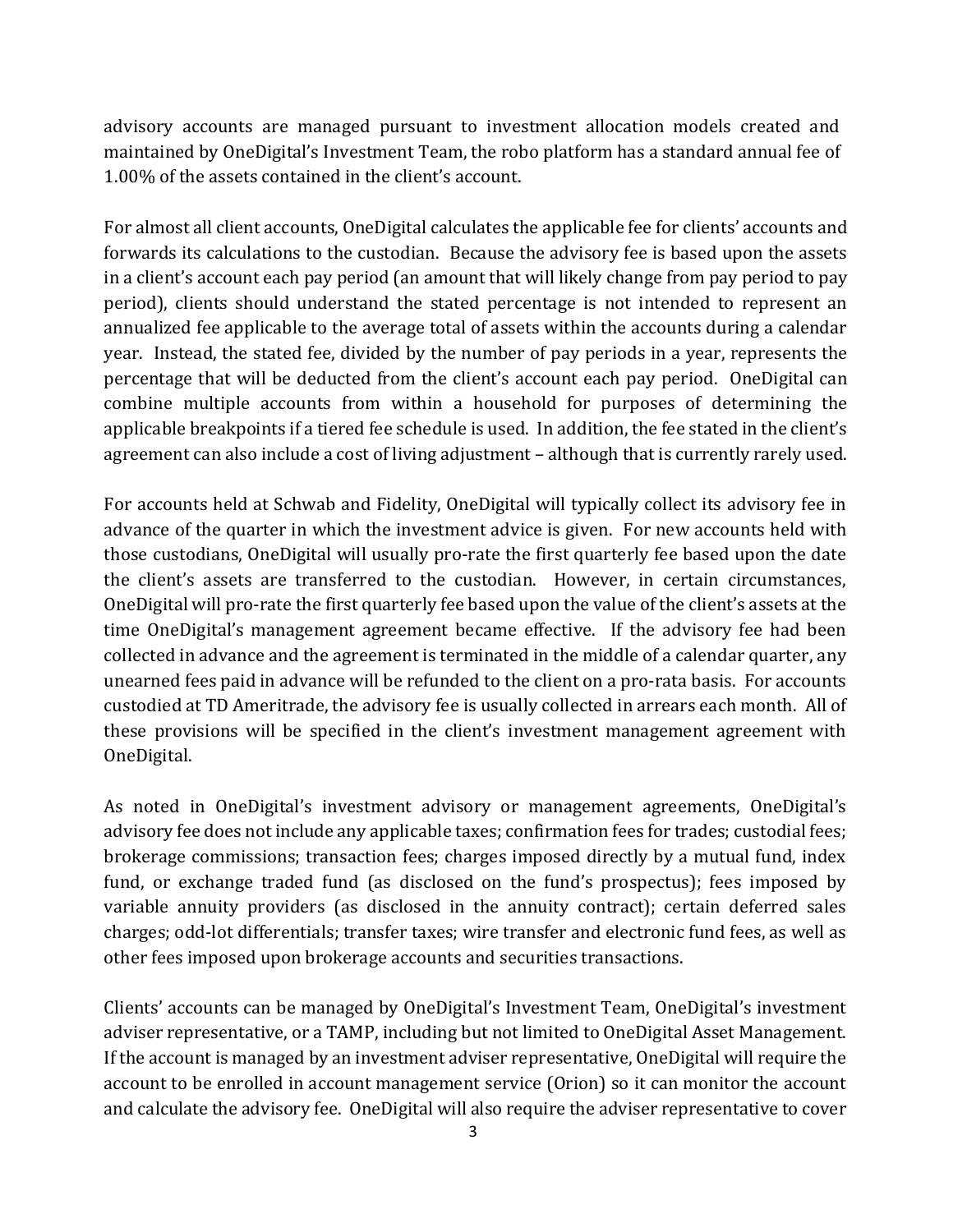advisory accounts are managed pursuant to investment allocation models created and maintained by OneDigital's Investment Team, the robo platform has a standard annual fee of 1.00% of the assets contained in the client's account.

For almost all client accounts, OneDigital calculates the applicable fee for clients' accounts and forwards its calculations to the custodian. Because the advisory fee is based upon the assets in a client's account each pay period (an amount that will likely change from pay period to pay period), clients should understand the stated percentage is not intended to represent an annualized fee applicable to the average total of assets within the accounts during a calendar year. Instead, the stated fee, divided by the number of pay periods in a year, represents the percentage that will be deducted from the client's account each pay period. OneDigital can combine multiple accounts from within a household for purposes of determining the applicable breakpoints if a tiered fee schedule is used. In addition, the fee stated in the client's agreement can also include a cost of living adjustment – although that is currently rarely used.

For accounts held at Schwab and Fidelity, OneDigital will typically collect its advisory fee in advance of the quarter in which the investment advice is given. For new accounts held with those custodians, OneDigital will usually pro-rate the first quarterly fee based upon the date the client's assets are transferred to the custodian. However, in certain circumstances, OneDigital will pro-rate the first quarterly fee based upon the value of the client's assets at the time OneDigital's management agreement became effective. If the advisory fee had been collected in advance and the agreement is terminated in the middle of a calendar quarter, any unearned fees paid in advance will be refunded to the client on a pro-rata basis. For accounts custodied at TD Ameritrade, the advisory fee is usually collected in arrears each month. All of these provisions will be specified in the client's investment management agreement with OneDigital.

As noted in OneDigital's investment advisory or management agreements, OneDigital's advisory fee does not include any applicable taxes; confirmation fees for trades; custodial fees; brokerage commissions; transaction fees; charges imposed directly by a mutual fund, index fund, or exchange traded fund (as disclosed on the fund's prospectus); fees imposed by variable annuity providers (as disclosed in the annuity contract); certain deferred sales charges; odd-lot differentials; transfer taxes; wire transfer and electronic fund fees, as well as other fees imposed upon brokerage accounts and securities transactions.

Clients' accounts can be managed by OneDigital's Investment Team, OneDigital's investment adviser representative, or a TAMP, including but not limited to OneDigital Asset Management. If the account is managed by an investment adviser representative, OneDigital will require the account to be enrolled in account management service (Orion) so it can monitor the account and calculate the advisory fee. OneDigital will also require the adviser representative to cover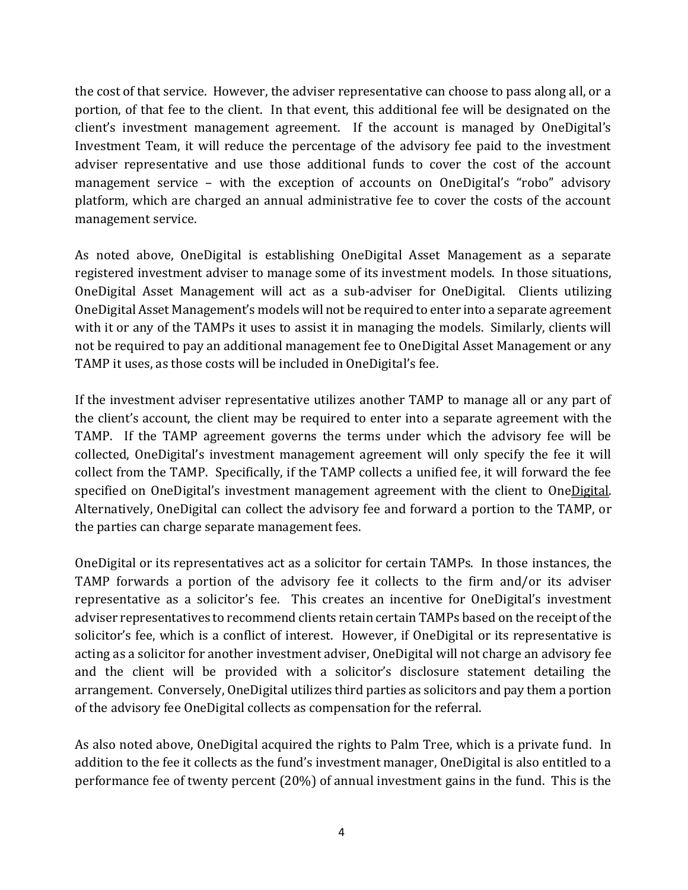the cost of that service. However, the adviser representative can choose to pass along all, or a portion, of that fee to the client. In that event, this additional fee will be designated on the client's investment management agreement. If the account is managed by OneDigital's Investment Team, it will reduce the percentage of the advisory fee paid to the investment adviser representative and use those additional funds to cover the cost of the account management service – with the exception of accounts on OneDigital's "robo" advisory platform, which are charged an annual administrative fee to cover the costs of the account management service.

As noted above, OneDigital is establishing OneDigital Asset Management as a separate registered investment adviser to manage some of its investment models. In those situations, OneDigital Asset Management will act as a sub-adviser for OneDigital. Clients utilizing OneDigital Asset Management's models will not be required to enter into a separate agreement with it or any of the TAMPs it uses to assist it in managing the models. Similarly, clients will not be required to pay an additional management fee to OneDigital Asset Management or any TAMP it uses, as those costs will be included in OneDigital's fee.

If the investment adviser representative utilizes another TAMP to manage all or any part of the client's account, the client may be required to enter into a separate agreement with the TAMP. If the TAMP agreement governs the terms under which the advisory fee will be collected, OneDigital's investment management agreement will only specify the fee it will collect from the TAMP. Specifically, if the TAMP collects a unified fee, it will forward the fee specified on OneDigital's investment management agreement with the client to OneDigital. Alternatively, OneDigital can collect the advisory fee and forward a portion to the TAMP, or the parties can charge separate management fees.

OneDigital or its representatives act as a solicitor for certain TAMPs. In those instances, the TAMP forwards a portion of the advisory fee it collects to the firm and/or its adviser representative as a solicitor's fee. This creates an incentive for OneDigital's investment adviser representatives to recommend clients retain certain TAMPs based on the receipt of the solicitor's fee, which is a conflict of interest. However, if OneDigital or its representative is acting as a solicitor for another investment adviser, OneDigital will not charge an advisory fee and the client will be provided with a solicitor's disclosure statement detailing the arrangement. Conversely, OneDigital utilizes third parties as solicitors and pay them a portion of the advisory fee OneDigital collects as compensation for the referral.

As also noted above, OneDigital acquired the rights to Palm Tree, which is a private fund. In addition to the fee it collects as the fund's investment manager, OneDigital is also entitled to a performance fee of twenty percent (20%) of annual investment gains in the fund. This is the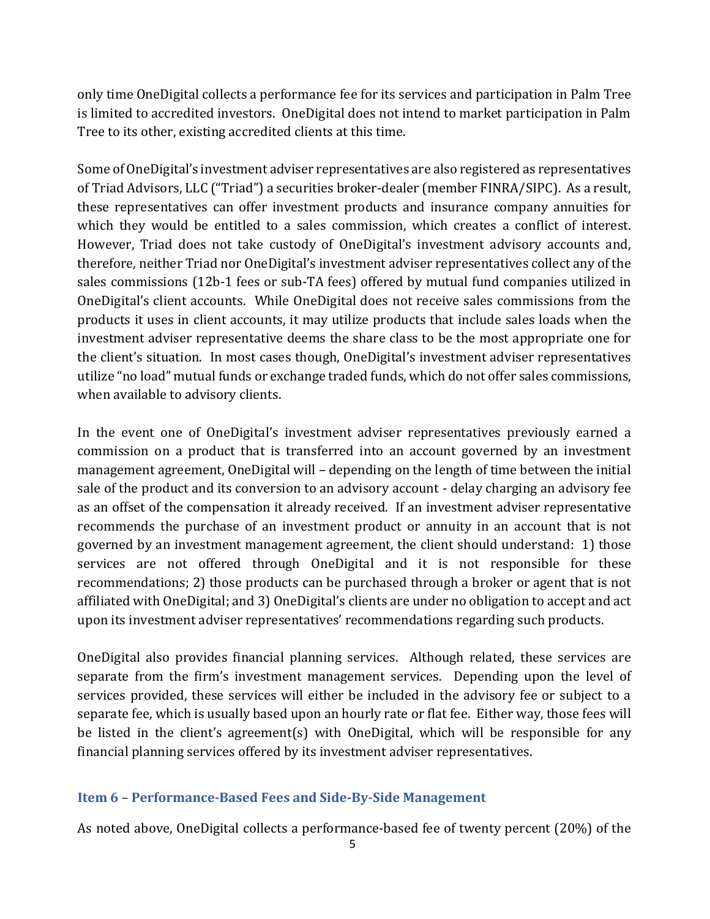only time OneDigital collects a performance fee for its services and participation in Palm Tree is limited to accredited investors. OneDigital does not intend to market participation in Palm Tree to its other, existing accredited clients at this time.

Some of OneDigital's investment adviser representatives are also registered as representatives of Triad Advisors, LLC ("Triad") a securities broker-dealer (member FINRA/SIPC). As a result, these representatives can offer investment products and insurance company annuities for which they would be entitled to a sales commission, which creates a conflict of interest. However, Triad does not take custody of OneDigital's investment advisory accounts and, therefore, neither Triad nor OneDigital's investment adviser representatives collect any of the sales commissions (12b-1 fees or sub-TA fees) offered by mutual fund companies utilized in OneDigital's client accounts. While OneDigital does not receive sales commissions from the products it uses in client accounts, it may utilize products that include sales loads when the investment adviser representative deems the share class to be the most appropriate one for the client's situation. In most cases though, OneDigital's investment adviser representatives utilize "no load" mutual funds or exchange traded funds, which do not offer sales commissions, when available to advisory clients.

In the event one of OneDigital's investment adviser representatives previously earned a commission on a product that is transferred into an account governed by an investment management agreement, OneDigital will – depending on the length of time between the initial sale of the product and its conversion to an advisory account - delay charging an advisory fee as an offset of the compensation it already received. If an investment adviser representative recommends the purchase of an investment product or annuity in an account that is not governed by an investment management agreement, the client should understand: 1) those services are not offered through OneDigital and it is not responsible for these recommendations; 2) those products can be purchased through a broker or agent that is not affiliated with OneDigital; and 3) OneDigital's clients are under no obligation to accept and act upon its investment adviser representatives' recommendations regarding such products.

OneDigital also provides financial planning services. Although related, these services are separate from the firm's investment management services. Depending upon the level of services provided, these services will either be included in the advisory fee or subject to a separate fee, which is usually based upon an hourly rate or flat fee. Either way, those fees will be listed in the client's agreement(s) with OneDigital, which will be responsible for any financial planning services offered by its investment adviser representatives.

## Item 6 – Performance-Based Fees and Side-By-Side Management

As noted above, OneDigital collects a performance-based fee of twenty percent (20%) of the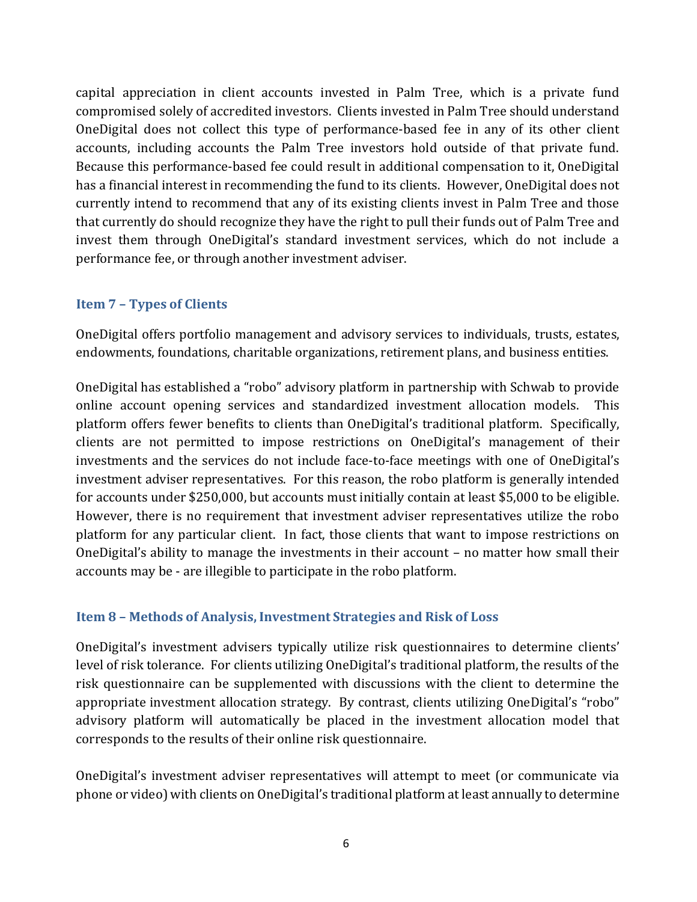capital appreciation in client accounts invested in Palm Tree, which is a private fund compromised solely of accredited investors. Clients invested in Palm Tree should understand OneDigital does not collect this type of performance-based fee in any of its other client accounts, including accounts the Palm Tree investors hold outside of that private fund. Because this performance-based fee could result in additional compensation to it, OneDigital has a financial interest in recommending the fund to its clients. However, OneDigital does not currently intend to recommend that any of its existing clients invest in Palm Tree and those that currently do should recognize they have the right to pull their funds out of Palm Tree and invest them through OneDigital's standard investment services, which do not include a performance fee, or through another investment adviser.

## Item 7 – Types of Clients

OneDigital offers portfolio management and advisory services to individuals, trusts, estates, endowments, foundations, charitable organizations, retirement plans, and business entities.

OneDigital has established a "robo" advisory platform in partnership with Schwab to provide online account opening services and standardized investment allocation models. This platform offers fewer benefits to clients than OneDigital's traditional platform. Specifically, clients are not permitted to impose restrictions on OneDigital's management of their investments and the services do not include face-to-face meetings with one of OneDigital's investment adviser representatives. For this reason, the robo platform is generally intended for accounts under $250,000, but accounts must initially contain at least $5,000 to be eligible. However, there is no requirement that investment adviser representatives utilize the robo platform for any particular client. In fact, those clients that want to impose restrictions on OneDigital's ability to manage the investments in their account – no matter how small their accounts may be - are illegible to participate in the robo platform.

## Item 8 – Methods of Analysis, Investment Strategies and Risk of Loss

OneDigital's investment advisers typically utilize risk questionnaires to determine clients' level of risk tolerance. For clients utilizing OneDigital's traditional platform, the results of the risk questionnaire can be supplemented with discussions with the client to determine the appropriate investment allocation strategy. By contrast, clients utilizing OneDigital's "robo" advisory platform will automatically be placed in the investment allocation model that corresponds to the results of their online risk questionnaire.

OneDigital's investment adviser representatives will attempt to meet (or communicate via phone or video) with clients on OneDigital's traditional platform at least annually to determine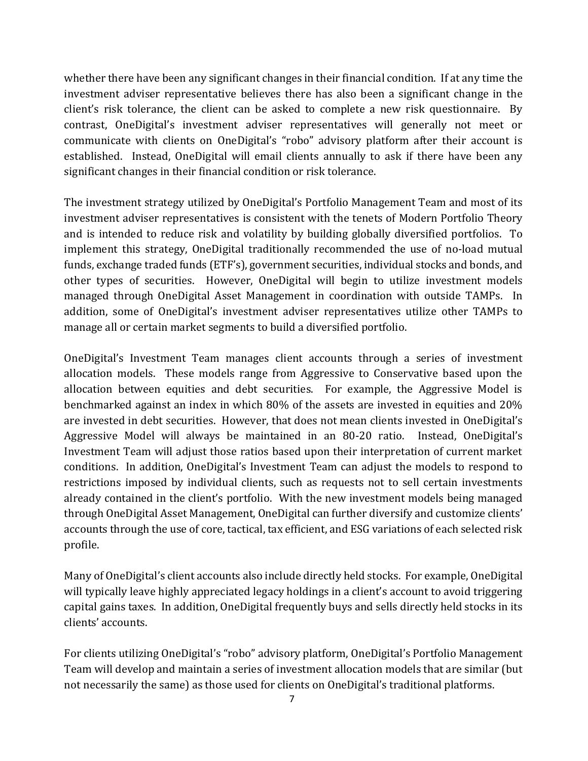whether there have been any significant changes in their financial condition. If at any time the investment adviser representative believes there has also been a significant change in the client's risk tolerance, the client can be asked to complete a new risk questionnaire. By contrast, OneDigital's investment adviser representatives will generally not meet or communicate with clients on OneDigital's "robo" advisory platform after their account is established. Instead, OneDigital will email clients annually to ask if there have been any significant changes in their financial condition or risk tolerance.

The investment strategy utilized by OneDigital's Portfolio Management Team and most of its investment adviser representatives is consistent with the tenets of Modern Portfolio Theory and is intended to reduce risk and volatility by building globally diversified portfolios. To implement this strategy, OneDigital traditionally recommended the use of no-load mutual funds, exchange traded funds (ETF's), government securities, individual stocks and bonds, and other types of securities. However, OneDigital will begin to utilize investment models managed through OneDigital Asset Management in coordination with outside TAMPs. In addition, some of OneDigital's investment adviser representatives utilize other TAMPs to manage all or certain market segments to build a diversified portfolio.

OneDigital's Investment Team manages client accounts through a series of investment allocation models. These models range from Aggressive to Conservative based upon the allocation between equities and debt securities. For example, the Aggressive Model is benchmarked against an index in which 80% of the assets are invested in equities and 20% are invested in debt securities. However, that does not mean clients invested in OneDigital's Aggressive Model will always be maintained in an 80-20 ratio. Instead, OneDigital's Investment Team will adjust those ratios based upon their interpretation of current market conditions. In addition, OneDigital's Investment Team can adjust the models to respond to restrictions imposed by individual clients, such as requests not to sell certain investments already contained in the client's portfolio. With the new investment models being managed through OneDigital Asset Management, OneDigital can further diversify and customize clients' accounts through the use of core, tactical, tax efficient, and ESG variations of each selected risk profile.

Many of OneDigital's client accounts also include directly held stocks. For example, OneDigital will typically leave highly appreciated legacy holdings in a client's account to avoid triggering capital gains taxes. In addition, OneDigital frequently buys and sells directly held stocks in its clients' accounts.

For clients utilizing OneDigital's "robo" advisory platform, OneDigital's Portfolio Management Team will develop and maintain a series of investment allocation models that are similar (but not necessarily the same) as those used for clients on OneDigital's traditional platforms.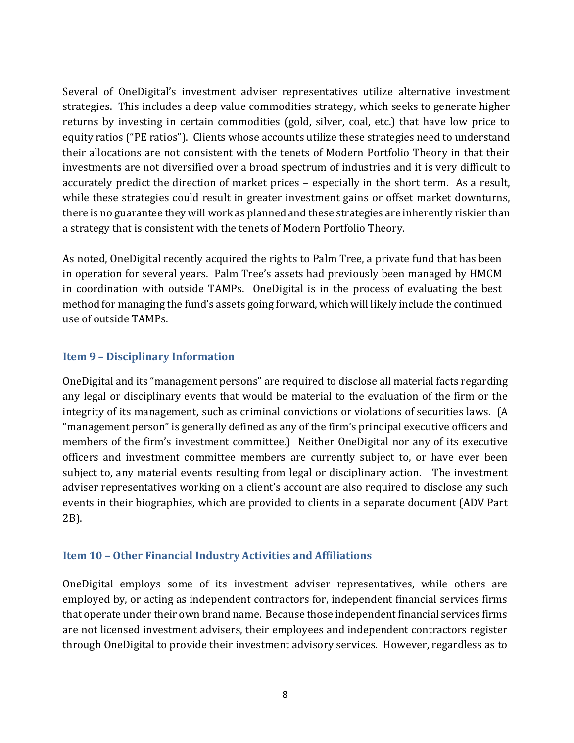Several of OneDigital's investment adviser representatives utilize alternative investment strategies. This includes a deep value commodities strategy, which seeks to generate higher returns by investing in certain commodities (gold, silver, coal, etc.) that have low price to equity ratios ("PE ratios"). Clients whose accounts utilize these strategies need to understand their allocations are not consistent with the tenets of Modern Portfolio Theory in that their investments are not diversified over a broad spectrum of industries and it is very difficult to accurately predict the direction of market prices – especially in the short term. As a result, while these strategies could result in greater investment gains or offset market downturns, there is no guarantee they will work as planned and these strategies are inherently riskier than a strategy that is consistent with the tenets of Modern Portfolio Theory.

As noted, OneDigital recently acquired the rights to Palm Tree, a private fund that has been in operation for several years. Palm Tree's assets had previously been managed by HMCM in coordination with outside TAMPs. OneDigital is in the process of evaluating the best method for managing the fund's assets going forward, which will likely include the continued use of outside TAMPs.

## Item 9 – Disciplinary Information

OneDigital and its "management persons" are required to disclose all material facts regarding any legal or disciplinary events that would be material to the evaluation of the firm or the integrity of its management, such as criminal convictions or violations of securities laws. (A "management person" is generally defined as any of the firm's principal executive officers and members of the firm's investment committee.) Neither OneDigital nor any of its executive officers and investment committee members are currently subject to, or have ever been subject to, any material events resulting from legal or disciplinary action. The investment adviser representatives working on a client's account are also required to disclose any such events in their biographies, which are provided to clients in a separate document (ADV Part 2B).

## Item 10 – Other Financial Industry Activities and Affiliations

OneDigital employs some of its investment adviser representatives, while others are employed by, or acting as independent contractors for, independent financial services firms that operate under their own brand name. Because those independent financial services firms are not licensed investment advisers, their employees and independent contractors register through OneDigital to provide their investment advisory services. However, regardless as to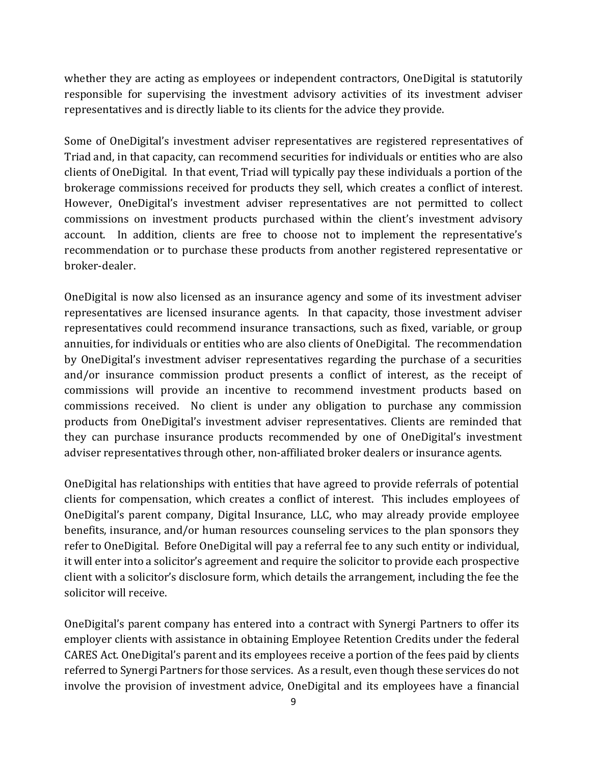whether they are acting as employees or independent contractors, OneDigital is statutorily responsible for supervising the investment advisory activities of its investment adviser representatives and is directly liable to its clients for the advice they provide.

Some of OneDigital's investment adviser representatives are registered representatives of Triad and, in that capacity, can recommend securities for individuals or entities who are also clients of OneDigital. In that event, Triad will typically pay these individuals a portion of the brokerage commissions received for products they sell, which creates a conflict of interest. However, OneDigital's investment adviser representatives are not permitted to collect commissions on investment products purchased within the client's investment advisory account. In addition, clients are free to choose not to implement the representative's recommendation or to purchase these products from another registered representative or broker-dealer.

OneDigital is now also licensed as an insurance agency and some of its investment adviser representatives are licensed insurance agents. In that capacity, those investment adviser representatives could recommend insurance transactions, such as fixed, variable, or group annuities, for individuals or entities who are also clients of OneDigital. The recommendation by OneDigital's investment adviser representatives regarding the purchase of a securities and/or insurance commission product presents a conflict of interest, as the receipt of commissions will provide an incentive to recommend investment products based on commissions received. No client is under any obligation to purchase any commission products from OneDigital's investment adviser representatives. Clients are reminded that they can purchase insurance products recommended by one of OneDigital's investment adviser representatives through other, non-affiliated broker dealers or insurance agents.

OneDigital has relationships with entities that have agreed to provide referrals of potential clients for compensation, which creates a conflict of interest. This includes employees of OneDigital's parent company, Digital Insurance, LLC, who may already provide employee benefits, insurance, and/or human resources counseling services to the plan sponsors they refer to OneDigital. Before OneDigital will pay a referral fee to any such entity or individual, it will enter into a solicitor's agreement and require the solicitor to provide each prospective client with a solicitor's disclosure form, which details the arrangement, including the fee the solicitor will receive.

OneDigital's parent company has entered into a contract with Synergi Partners to offer its employer clients with assistance in obtaining Employee Retention Credits under the federal CARES Act. OneDigital's parent and its employees receive a portion of the fees paid by clients referred to Synergi Partners for those services. As a result, even though these services do not involve the provision of investment advice, OneDigital and its employees have a financial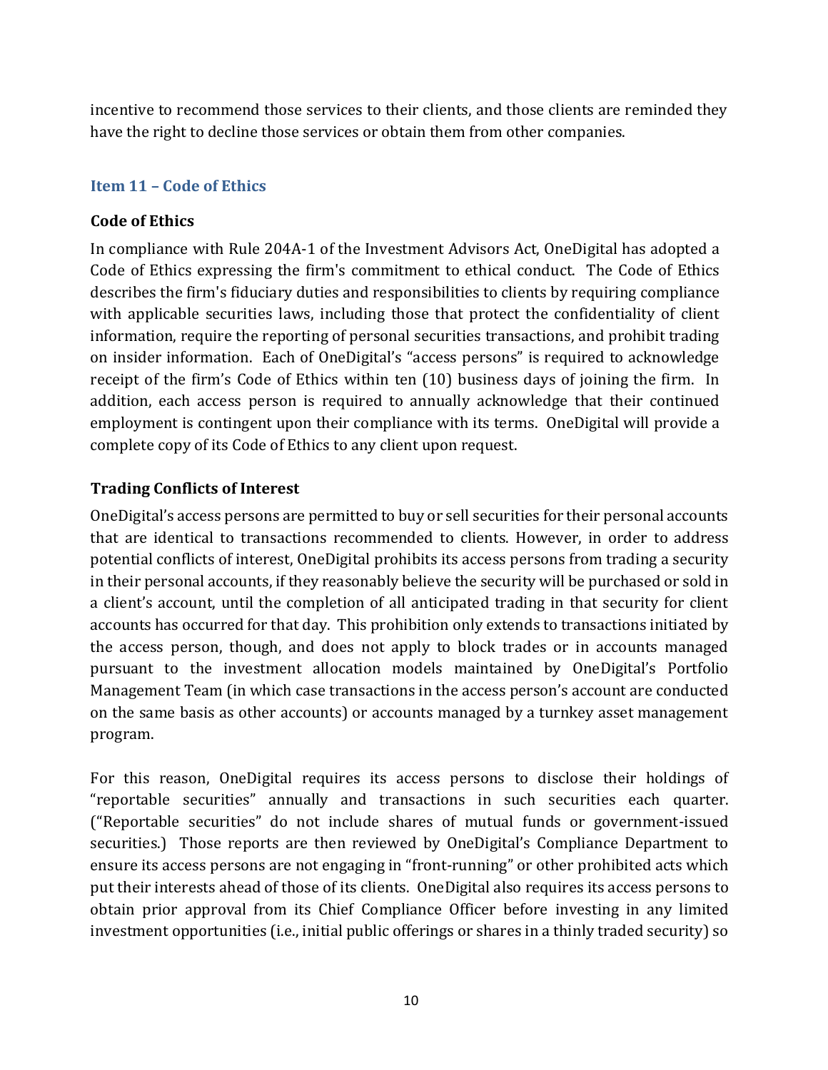incentive to recommend those services to their clients, and those clients are reminded they have the right to decline those services or obtain them from other companies.

## Item 11 – Code of Ethics

### Code of Ethics

In compliance with Rule 204A-1 of the Investment Advisors Act, OneDigital has adopted a Code of Ethics expressing the firm's commitment to ethical conduct. The Code of Ethics describes the firm's fiduciary duties and responsibilities to clients by requiring compliance with applicable securities laws, including those that protect the confidentiality of client information, require the reporting of personal securities transactions, and prohibit trading on insider information. Each of OneDigital's "access persons" is required to acknowledge receipt of the firm's Code of Ethics within ten (10) business days of joining the firm. In addition, each access person is required to annually acknowledge that their continued employment is contingent upon their compliance with its terms. OneDigital will provide a complete copy of its Code of Ethics to any client upon request.

### Trading Conflicts of Interest

OneDigital's access persons are permitted to buy or sell securities for their personal accounts that are identical to transactions recommended to clients. However, in order to address potential conflicts of interest, OneDigital prohibits its access persons from trading a security in their personal accounts, if they reasonably believe the security will be purchased or sold in a client's account, until the completion of all anticipated trading in that security for client accounts has occurred for that day. This prohibition only extends to transactions initiated by the access person, though, and does not apply to block trades or in accounts managed pursuant to the investment allocation models maintained by OneDigital's Portfolio Management Team (in which case transactions in the access person's account are conducted on the same basis as other accounts) or accounts managed by a turnkey asset management program.

For this reason, OneDigital requires its access persons to disclose their holdings of "reportable securities" annually and transactions in such securities each quarter. ("Reportable securities" do not include shares of mutual funds or government-issued securities.) Those reports are then reviewed by OneDigital's Compliance Department to ensure its access persons are not engaging in "front-running" or other prohibited acts which put their interests ahead of those of its clients. OneDigital also requires its access persons to obtain prior approval from its Chief Compliance Officer before investing in any limited investment opportunities (i.e., initial public offerings or shares in a thinly traded security) so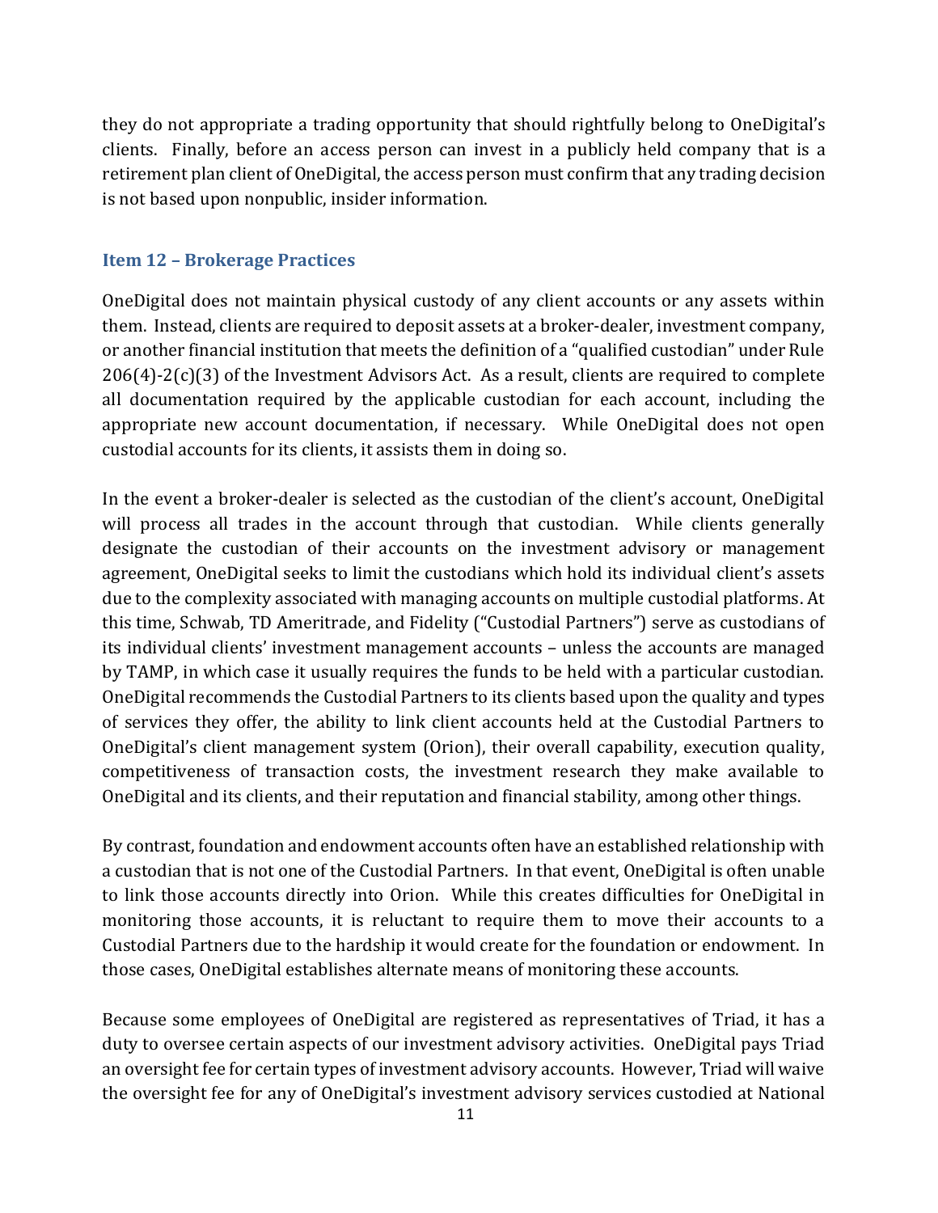they do not appropriate a trading opportunity that should rightfully belong to OneDigital's clients. Finally, before an access person can invest in a publicly held company that is a retirement plan client of OneDigital, the access person must confirm that any trading decision is not based upon nonpublic, insider information.

## Item 12 – Brokerage Practices

OneDigital does not maintain physical custody of any client accounts or any assets within them. Instead, clients are required to deposit assets at a broker-dealer, investment company, or another financial institution that meets the definition of a "qualified custodian" under Rule 206(4)-2(c)(3) of the Investment Advisors Act. As a result, clients are required to complete all documentation required by the applicable custodian for each account, including the appropriate new account documentation, if necessary. While OneDigital does not open custodial accounts for its clients, it assists them in doing so.

In the event a broker-dealer is selected as the custodian of the client's account, OneDigital will process all trades in the account through that custodian. While clients generally designate the custodian of their accounts on the investment advisory or management agreement, OneDigital seeks to limit the custodians which hold its individual client's assets due to the complexity associated with managing accounts on multiple custodial platforms. At this time, Schwab, TD Ameritrade, and Fidelity ("Custodial Partners") serve as custodians of its individual clients' investment management accounts – unless the accounts are managed by TAMP, in which case it usually requires the funds to be held with a particular custodian. OneDigital recommends the Custodial Partners to its clients based upon the quality and types of services they offer, the ability to link client accounts held at the Custodial Partners to OneDigital's client management system (Orion), their overall capability, execution quality, competitiveness of transaction costs, the investment research they make available to OneDigital and its clients, and their reputation and financial stability, among other things.

By contrast, foundation and endowment accounts often have an established relationship with a custodian that is not one of the Custodial Partners. In that event, OneDigital is often unable to link those accounts directly into Orion. While this creates difficulties for OneDigital in monitoring those accounts, it is reluctant to require them to move their accounts to a Custodial Partners due to the hardship it would create for the foundation or endowment. In those cases, OneDigital establishes alternate means of monitoring these accounts.

Because some employees of OneDigital are registered as representatives of Triad, it has a duty to oversee certain aspects of our investment advisory activities. OneDigital pays Triad an oversight fee for certain types of investment advisory accounts. However, Triad will waive the oversight fee for any of OneDigital's investment advisory services custodied at National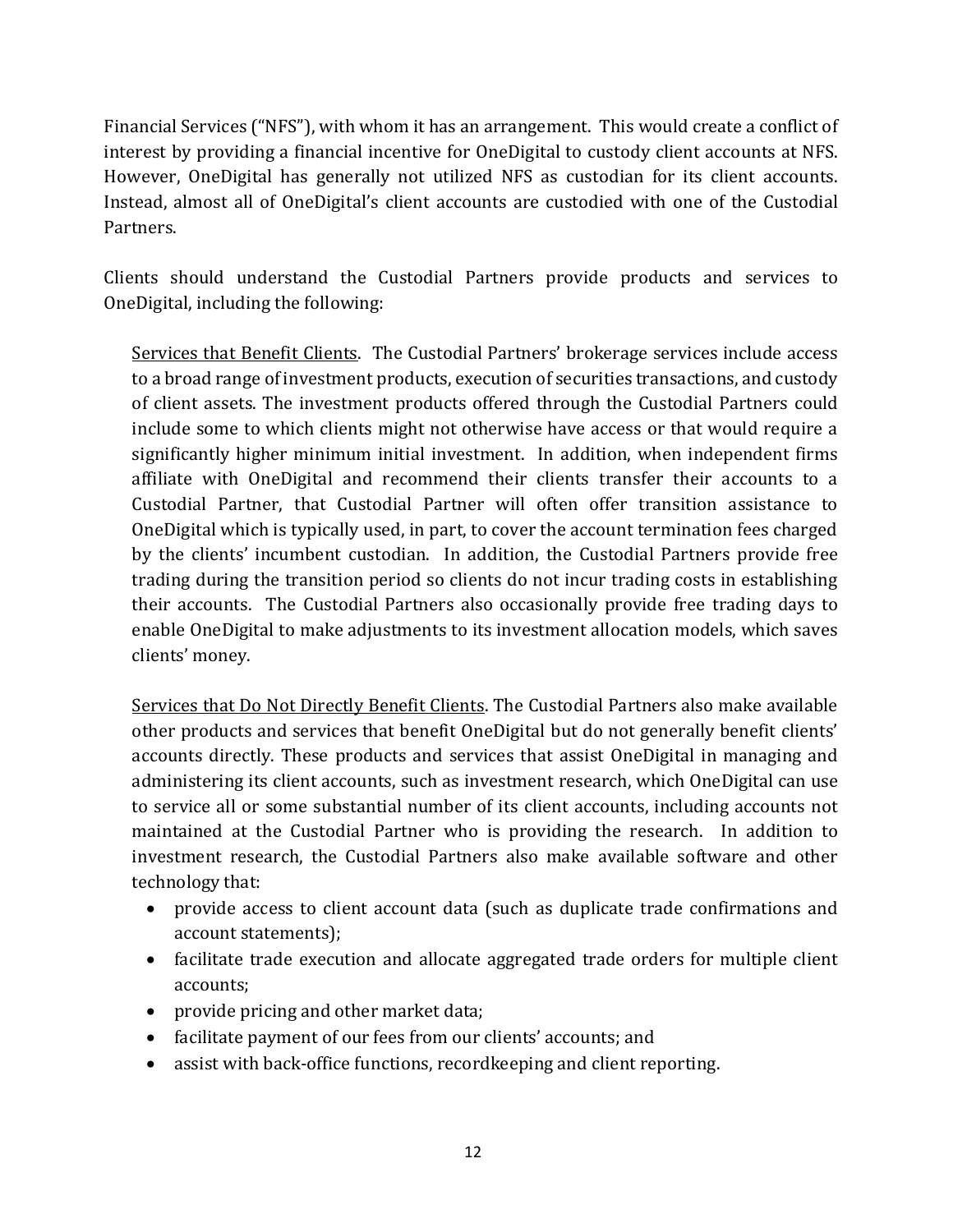Financial Services ("NFS"), with whom it has an arrangement. This would create a conflict of interest by providing a financial incentive for OneDigital to custody client accounts at NFS. However, OneDigital has generally not utilized NFS as custodian for its client accounts. Instead, almost all of OneDigital's client accounts are custodied with one of the Custodial Partners.

Clients should understand the Custodial Partners provide products and services to OneDigital, including the following:

<u>Services that Benefit Clients</u>. The Custodial Partners' brokerage services include access to a broad range of investment products, execution of securities transactions, and custody of client assets. The investment products offered through the Custodial Partners could include some to which clients might not otherwise have access or that would require a significantly higher minimum initial investment. In addition, when independent firms affiliate with OneDigital and recommend their clients transfer their accounts to a Custodial Partner, that Custodial Partner will often offer transition assistance to OneDigital which is typically used, in part, to cover the account termination fees charged by the clients' incumbent custodian. In addition, the Custodial Partners provide free trading during the transition period so clients do not incur trading costs in establishing their accounts. The Custodial Partners also occasionally provide free trading days to enable OneDigital to make adjustments to its investment allocation models, which saves clients' money.

<u>Services that Do Not Directly Benefit Clients</u>. The Custodial Partners also make available other products and services that benefit OneDigital but do not generally benefit clients' accounts directly. These products and services that assist OneDigital in managing and administering its client accounts, such as investment research, which OneDigital can use to service all or some substantial number of its client accounts, including accounts not maintained at the Custodial Partner who is providing the research. In addition to investment research, the Custodial Partners also make available software and other technology that:

- provide access to client account data (such as duplicate trade confirmations and account statements);
- facilitate trade execution and allocate aggregated trade orders for multiple client accounts;
- provide pricing and other market data;
- facilitate payment of our fees from our clients' accounts; and
- assist with back-office functions, recordkeeping and client reporting.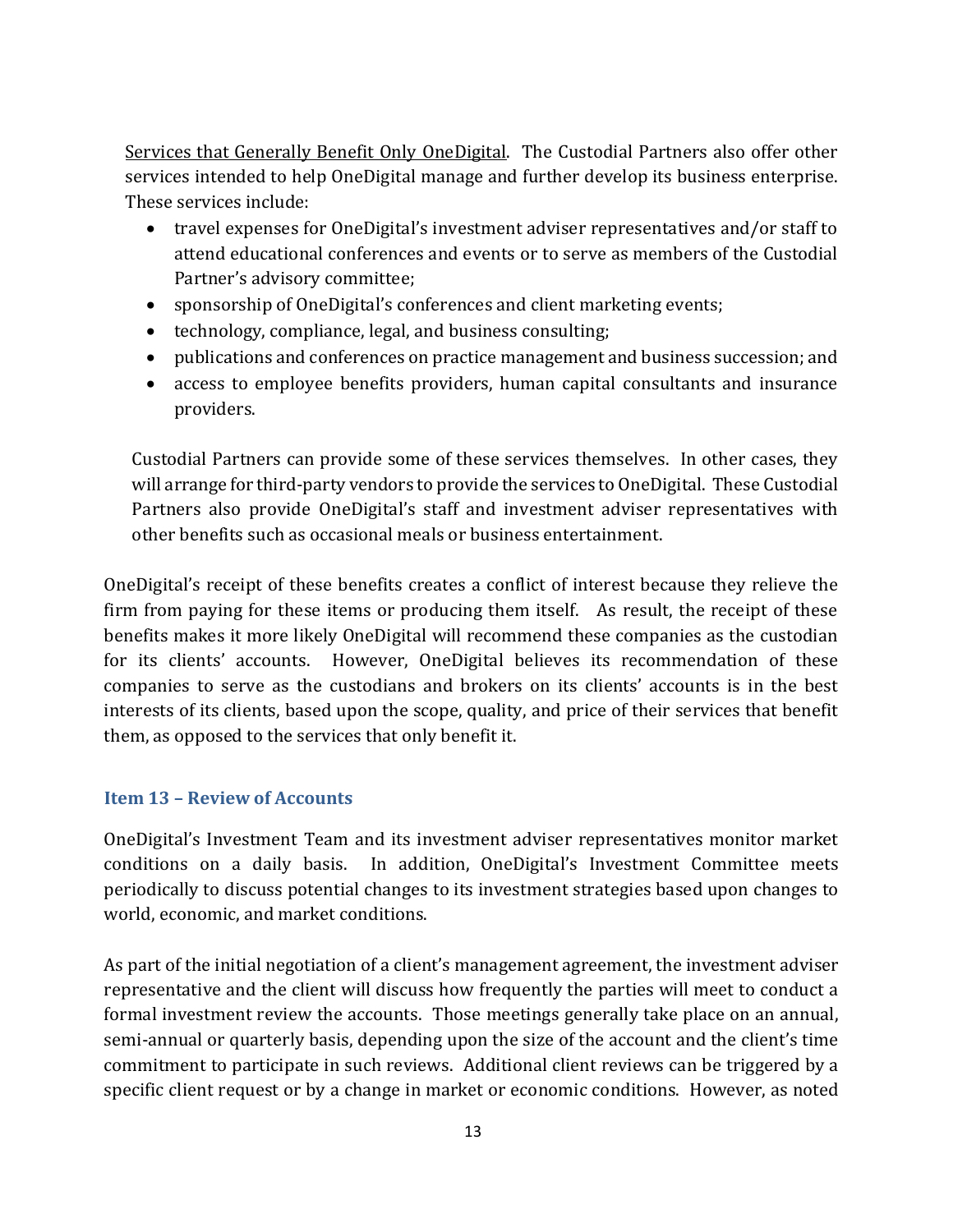<u>Services that Generally Benefit Only OneDigital</u>. The Custodial Partners also offer other services intended to help OneDigital manage and further develop its business enterprise. These services include:

- travel expenses for OneDigital's investment adviser representatives and/or staff to attend educational conferences and events or to serve as members of the Custodial Partner's advisory committee;
- sponsorship of OneDigital's conferences and client marketing events;
- technology, compliance, legal, and business consulting;
- publications and conferences on practice management and business succession; and
- access to employee benefits providers, human capital consultants and insurance providers.

Custodial Partners can provide some of these services themselves. In other cases, they will arrange for third-party vendors to provide the services to OneDigital. These Custodial Partners also provide OneDigital's staff and investment adviser representatives with other benefits such as occasional meals or business entertainment.

OneDigital's receipt of these benefits creates a conflict of interest because they relieve the firm from paying for these items or producing them itself. As result, the receipt of these benefits makes it more likely OneDigital will recommend these companies as the custodian for its clients' accounts. However, OneDigital believes its recommendation of these companies to serve as the custodians and brokers on its clients' accounts is in the best interests of its clients, based upon the scope, quality, and price of their services that benefit them, as opposed to the services that only benefit it.

## Item 13 – Review of Accounts

OneDigital's Investment Team and its investment adviser representatives monitor market conditions on a daily basis. In addition, OneDigital's Investment Committee meets periodically to discuss potential changes to its investment strategies based upon changes to world, economic, and market conditions.

As part of the initial negotiation of a client's management agreement, the investment adviser representative and the client will discuss how frequently the parties will meet to conduct a formal investment review the accounts. Those meetings generally take place on an annual, semi-annual or quarterly basis, depending upon the size of the account and the client's time commitment to participate in such reviews. Additional client reviews can be triggered by a specific client request or by a change in market or economic conditions. However, as noted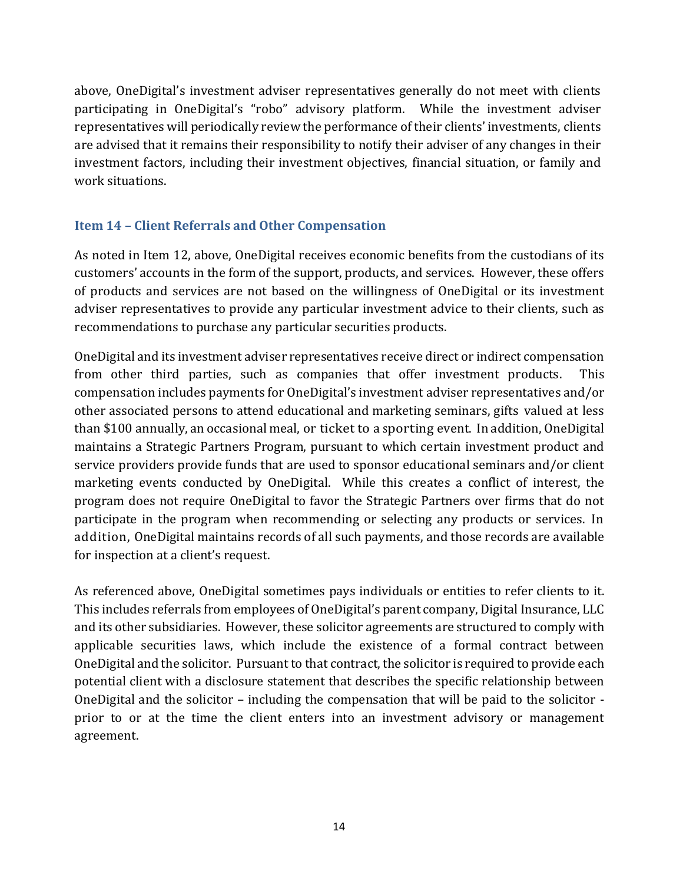above, OneDigital's investment adviser representatives generally do not meet with clients participating in OneDigital's "robo" advisory platform. While the investment adviser representatives will periodically review the performance of their clients' investments, clients are advised that it remains their responsibility to notify their adviser of any changes in their investment factors, including their investment objectives, financial situation, or family and work situations.

## Item 14 – Client Referrals and Other Compensation

As noted in Item 12, above, OneDigital receives economic benefits from the custodians of its customers' accounts in the form of the support, products, and services. However, these offers of products and services are not based on the willingness of OneDigital or its investment adviser representatives to provide any particular investment advice to their clients, such as recommendations to purchase any particular securities products.

OneDigital and its investment adviser representatives receive direct or indirect compensation from other third parties, such as companies that offer investment products. This compensation includes payments for OneDigital's investment adviser representatives and/or other associated persons to attend educational and marketing seminars, gifts valued at less than $100 annually, an occasional meal, or ticket to a sporting event. In addition, OneDigital maintains a Strategic Partners Program, pursuant to which certain investment product and service providers provide funds that are used to sponsor educational seminars and/or client marketing events conducted by OneDigital. While this creates a conflict of interest, the program does not require OneDigital to favor the Strategic Partners over firms that do not participate in the program when recommending or selecting any products or services. In addition, OneDigital maintains records of all such payments, and those records are available for inspection at a client's request.

As referenced above, OneDigital sometimes pays individuals or entities to refer clients to it. This includes referrals from employees of OneDigital's parent company, Digital Insurance, LLC and its other subsidiaries. However, these solicitor agreements are structured to comply with applicable securities laws, which include the existence of a formal contract between OneDigital and the solicitor. Pursuant to that contract, the solicitor is required to provide each potential client with a disclosure statement that describes the specific relationship between OneDigital and the solicitor – including the compensation that will be paid to the solicitor - prior to or at the time the client enters into an investment advisory or management agreement.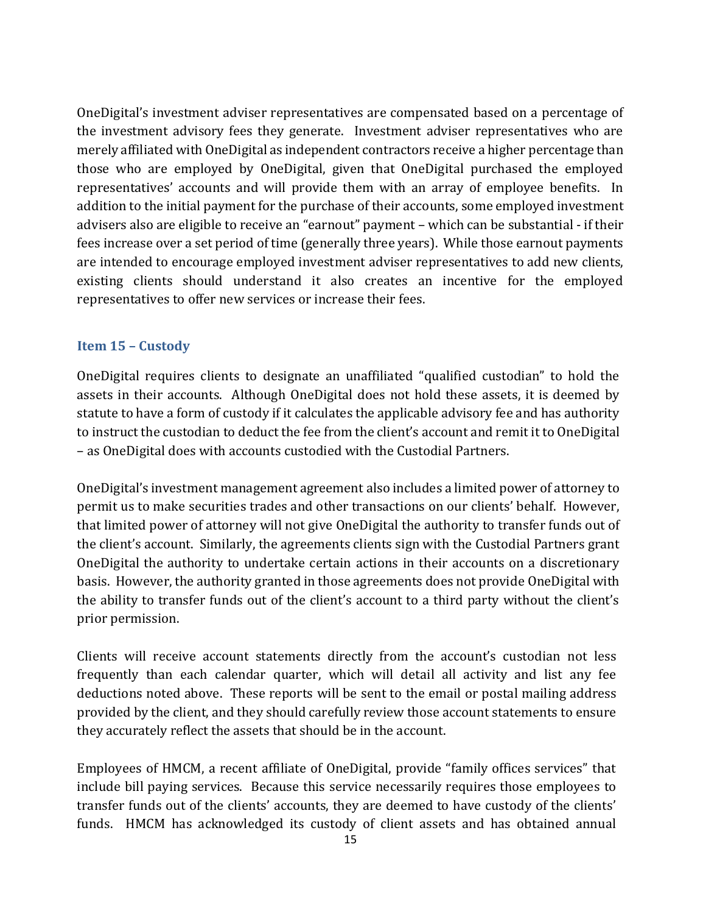OneDigital's investment adviser representatives are compensated based on a percentage of the investment advisory fees they generate. Investment adviser representatives who are merely affiliated with OneDigital as independent contractors receive a higher percentage than those who are employed by OneDigital, given that OneDigital purchased the employed representatives' accounts and will provide them with an array of employee benefits. In addition to the initial payment for the purchase of their accounts, some employed investment advisers also are eligible to receive an "earnout" payment – which can be substantial - if their fees increase over a set period of time (generally three years). While those earnout payments are intended to encourage employed investment adviser representatives to add new clients, existing clients should understand it also creates an incentive for the employed representatives to offer new services or increase their fees.

### Item 15 – Custody

OneDigital requires clients to designate an unaffiliated "qualified custodian" to hold the assets in their accounts. Although OneDigital does not hold these assets, it is deemed by statute to have a form of custody if it calculates the applicable advisory fee and has authority to instruct the custodian to deduct the fee from the client's account and remit it to OneDigital – as OneDigital does with accounts custodied with the Custodial Partners.

OneDigital's investment management agreement also includes a limited power of attorney to permit us to make securities trades and other transactions on our clients' behalf. However, that limited power of attorney will not give OneDigital the authority to transfer funds out of the client's account. Similarly, the agreements clients sign with the Custodial Partners grant OneDigital the authority to undertake certain actions in their accounts on a discretionary basis. However, the authority granted in those agreements does not provide OneDigital with the ability to transfer funds out of the client's account to a third party without the client's prior permission.

Clients will receive account statements directly from the account's custodian not less frequently than each calendar quarter, which will detail all activity and list any fee deductions noted above. These reports will be sent to the email or postal mailing address provided by the client, and they should carefully review those account statements to ensure they accurately reflect the assets that should be in the account.

Employees of HMCM, a recent affiliate of OneDigital, provide "family offices services" that include bill paying services. Because this service necessarily requires those employees to transfer funds out of the clients' accounts, they are deemed to have custody of the clients' funds. HMCM has acknowledged its custody of client assets and has obtained annual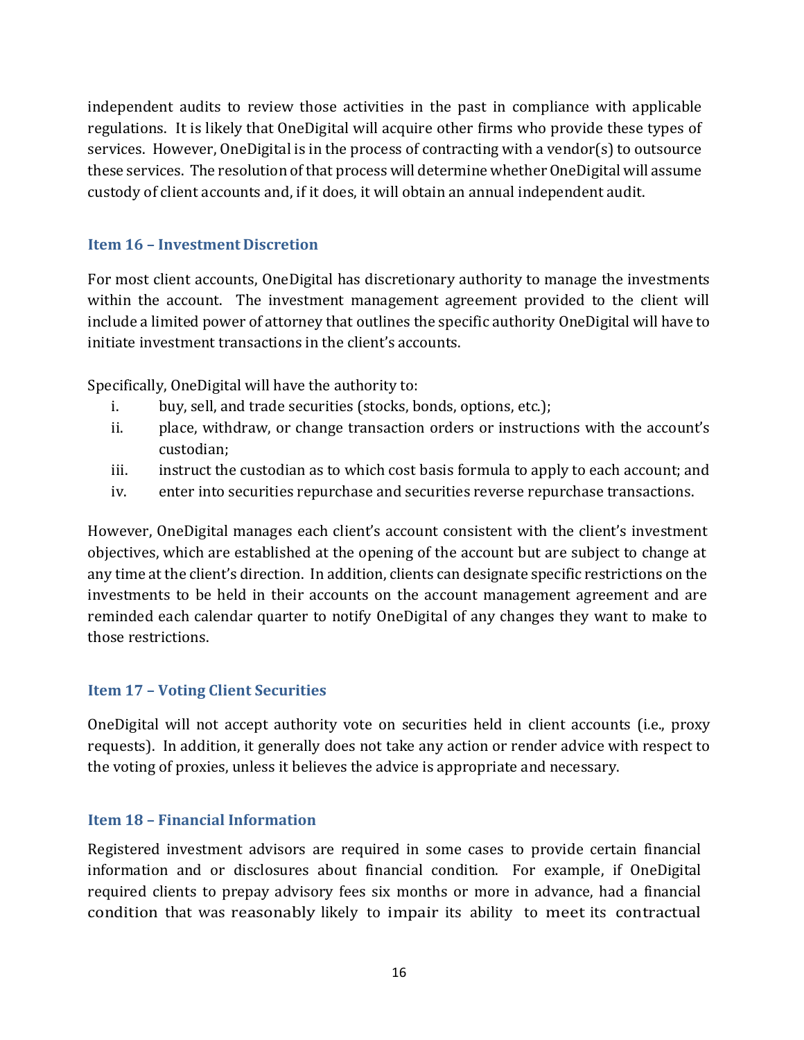independent audits to review those activities in the past in compliance with applicable regulations. It is likely that OneDigital will acquire other firms who provide these types of services. However, OneDigital is in the process of contracting with a vendor(s) to outsource these services. The resolution of that process will determine whether OneDigital will assume custody of client accounts and, if it does, it will obtain an annual independent audit.

## Item 16 – Investment Discretion

For most client accounts, OneDigital has discretionary authority to manage the investments within the account. The investment management agreement provided to the client will include a limited power of attorney that outlines the specific authority OneDigital will have to initiate investment transactions in the client's accounts.

Specifically, OneDigital will have the authority to:

i. buy, sell, and trade securities (stocks, bonds, options, etc.);
ii. place, withdraw, or change transaction orders or instructions with the account's custodian;
iii. instruct the custodian as to which cost basis formula to apply to each account; and
iv. enter into securities repurchase and securities reverse repurchase transactions.

However, OneDigital manages each client's account consistent with the client's investment objectives, which are established at the opening of the account but are subject to change at any time at the client's direction. In addition, clients can designate specific restrictions on the investments to be held in their accounts on the account management agreement and are reminded each calendar quarter to notify OneDigital of any changes they want to make to those restrictions.

## Item 17 – Voting Client Securities

OneDigital will not accept authority vote on securities held in client accounts (i.e., proxy requests). In addition, it generally does not take any action or render advice with respect to the voting of proxies, unless it believes the advice is appropriate and necessary.

## Item 18 – Financial Information

Registered investment advisors are required in some cases to provide certain financial information and or disclosures about financial condition. For example, if OneDigital required clients to prepay advisory fees six months or more in advance, had a financial condition that was reasonably likely to impair its ability to meet its contractual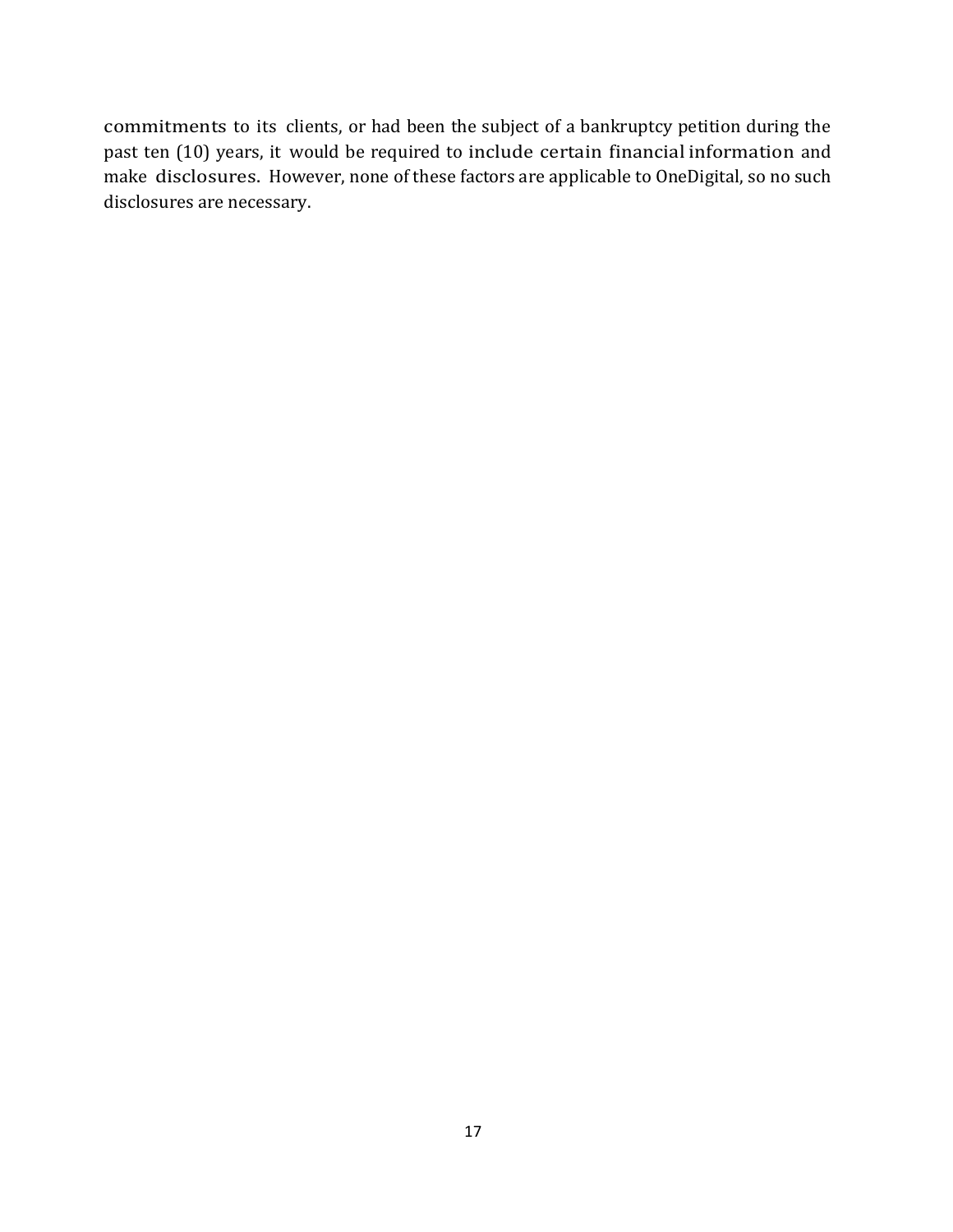commitments to its clients, or had been the subject of a bankruptcy petition during the past ten (10) years, it would be required to include certain financial information and make disclosures. However, none of these factors are applicable to OneDigital, so no such disclosures are necessary.